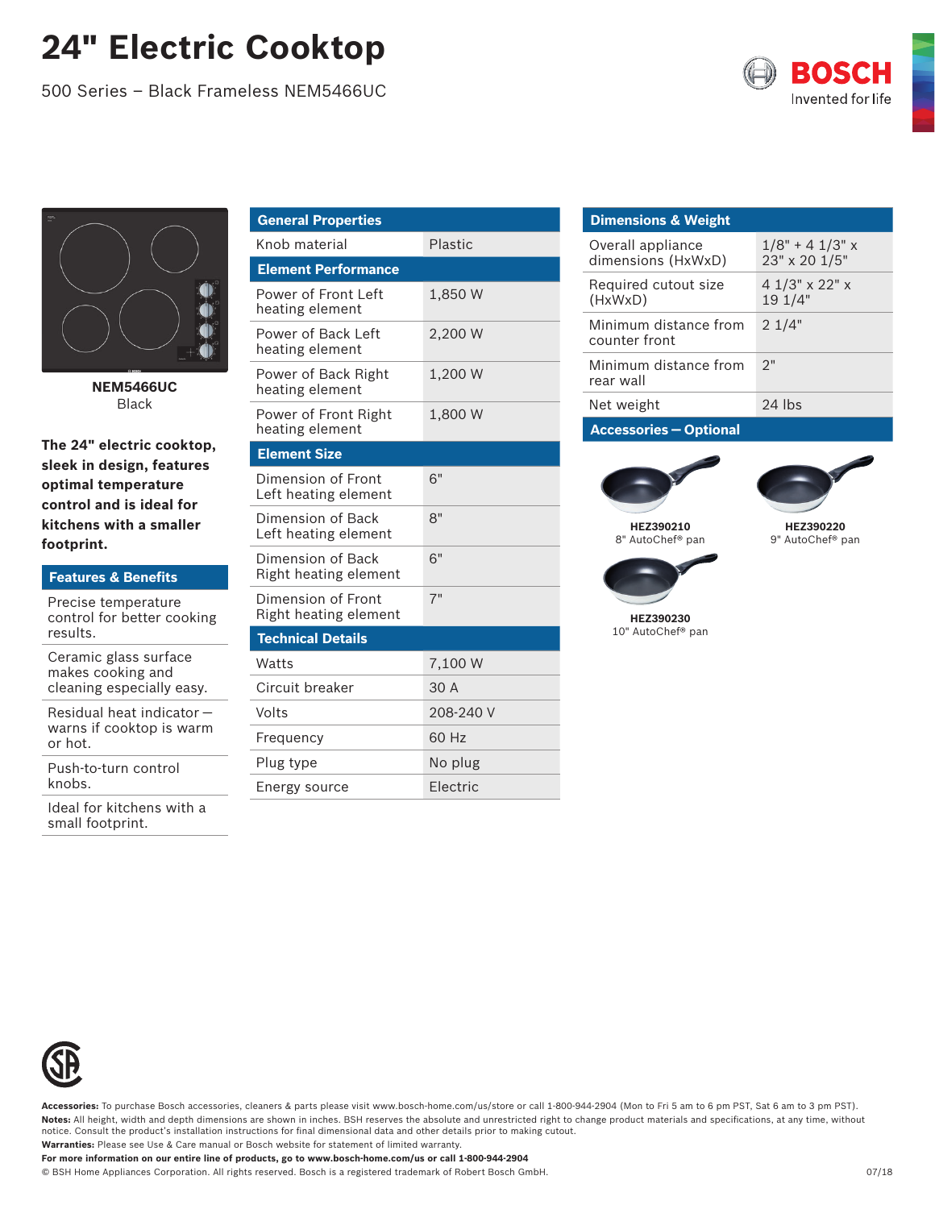# 24" Electric Cooktop

500 Series – Black Frameless NEM5466UC

BOSCH
Invented for life

**NEM5466UC**
Black

**The 24" electric cooktop, sleek in design, features optimal temperature control and is ideal for kitchens with a smaller footprint.**

## Features & Benefits

- Precise temperature control for better cooking results.
- Ceramic glass surface makes cooking and cleaning especially easy.
- Residual heat indicator – warns if cooktop is warm or hot.
- Push-to-turn control knobs.
- Ideal for kitchens with a small footprint.

| General Properties | |
|---|---|
| Knob material | Plastic |
| **Element Performance** | |
| Power of Front Left heating element | 1,850 W |
| Power of Back Left heating element | 2,200 W |
| Power of Back Right heating element | 1,200 W |
| Power of Front Right heating element | 1,800 W |
| **Element Size** | |
| Dimension of Front Left heating element | 6" |
| Dimension of Back Left heating element | 8" |
| Dimension of Back Right heating element | 6" |
| Dimension of Front Right heating element | 7" |
| **Technical Details** | |
| Watts | 7,100 W |
| Circuit breaker | 30 A |
| Volts | 208-240 V |
| Frequency | 60 Hz |
| Plug type | No plug |
| Energy source | Electric |

| Dimensions & Weight | |
|---|---|
| Overall appliance dimensions (HxWxD) | 1/8" + 4 1/3" x 23" x 20 1/5" |
| Required cutout size (HxWxD) | 4 1/3" x 22" x 19 1/4" |
| Minimum distance from counter front | 2 1/4" |
| Minimum distance from rear wall | 2" |
| Net weight | 24 lbs |

## Accessories – Optional

**HEZ390210**
8" AutoChef® pan

**HEZ390220**
9" AutoChef® pan

**HEZ390230**
10" AutoChef® pan

**Accessories:** To purchase Bosch accessories, cleaners & parts please visit www.bosch-home.com/us/store or call 1-800-944-2904 (Mon to Fri 5 am to 6 pm PST, Sat 6 am to 3 pm PST).

**Notes:** All height, width and depth dimensions are shown in inches. BSH reserves the absolute and unrestricted right to change product materials and specifications, at any time, without notice. Consult the product's installation instructions for final dimensional data and other details prior to making cutout.

**Warranties:** Please see Use & Care manual or Bosch website for statement of limited warranty.

**For more information on our entire line of products, go to www.bosch-home.com/us or call 1-800-944-2904**

© BSH Home Appliances Corporation. All rights reserved. Bosch is a registered trademark of Robert Bosch GmbH.

07/18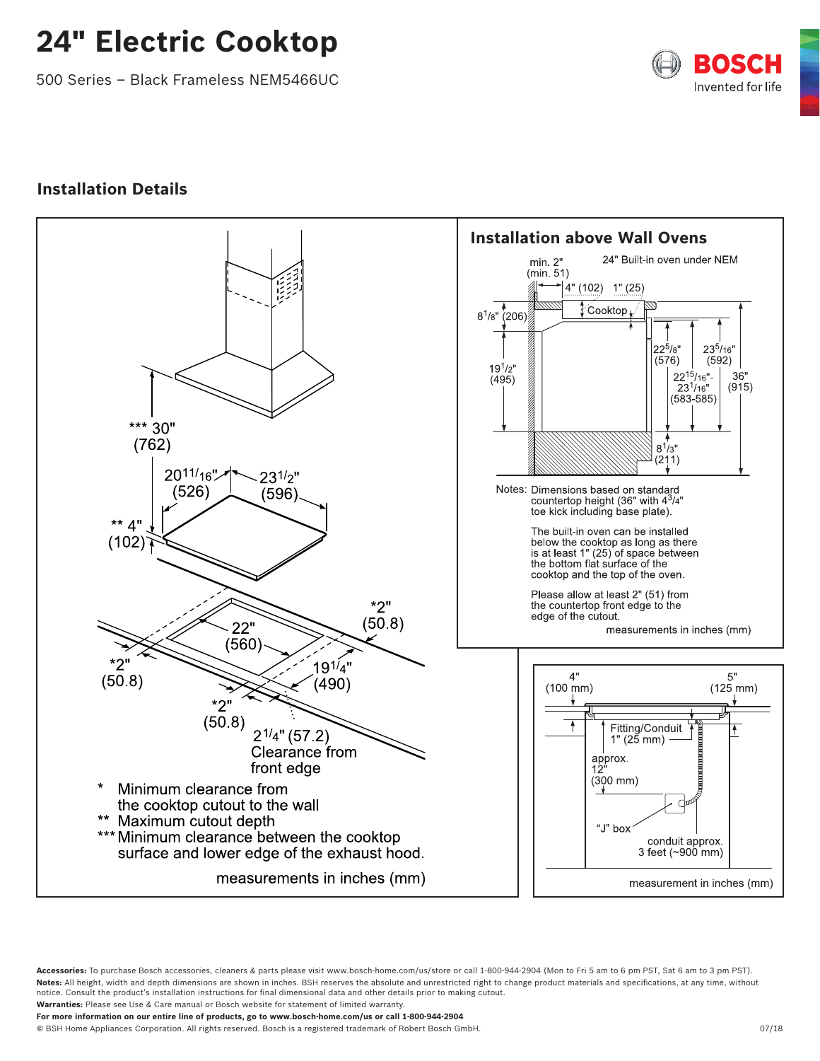# 24" Electric Cooktop

500 Series – Black Frameless NEM5466UC

BOSCH
Invented for life

## Installation Details

*** 30"
(762)

20 11/16"
(526)

23 1/2"
(596)

** 4"
(102)

22"
(560)

*2"
(50.8)

*2"
(50.8)

19 1/4"
(490)

*2"
(50.8)

2 1/4" (57.2)
Clearance from
front edge

* Minimum clearance from the cooktop cutout to the wall
** Maximum cutout depth
*** Minimum clearance between the cooktop surface and lower edge of the exhaust hood.

measurements in inches (mm)

## Installation above Wall Ovens

min. 2"
(min. 51)

24" Built-in oven under NEM

4" (102)
1" (25)

8 1/8" (206)

Cooktop

19 1/2"
(495)

22 5/8"
(576)

23 5/16"
(592)

22 15/16"-
23 1/16"
(583-585)

36"
(915)

8 1/3"
(211)

Notes: Dimensions based on standard countertop height (36" with 4 3/4" toe kick including base plate).

The built-in oven can be installed below the cooktop as long as there is at least 1" (25) of space between the bottom flat surface of the cooktop and the top of the oven.

Please allow at least 2" (51) from the countertop front edge to the edge of the cutout.

measurements in inches (mm)

4"
(100 mm)

5"
(125 mm)

Fitting/Conduit
1" (25 mm)

approx.
12"
(300 mm)

"J" box

conduit approx.
3 feet (~900 mm)

measurement in inches (mm)

**Accessories:** To purchase Bosch accessories, cleaners & parts please visit www.bosch-home.com/us/store or call 1-800-944-2904 (Mon to Fri 5 am to 6 pm PST, Sat 6 am to 3 pm PST).

**Notes:** All height, width and depth dimensions are shown in inches. BSH reserves the absolute and unrestricted right to change product materials and specifications, at any time, without notice. Consult the product's installation instructions for final dimensional data and other details prior to making cutout.

**Warranties:** Please see Use & Care manual or Bosch website for statement of limited warranty.

**For more information on our entire line of products, go to www.bosch-home.com/us or call 1-800-944-2904**

© BSH Home Appliances Corporation. All rights reserved. Bosch is a registered trademark of Robert Bosch GmbH. 07/18